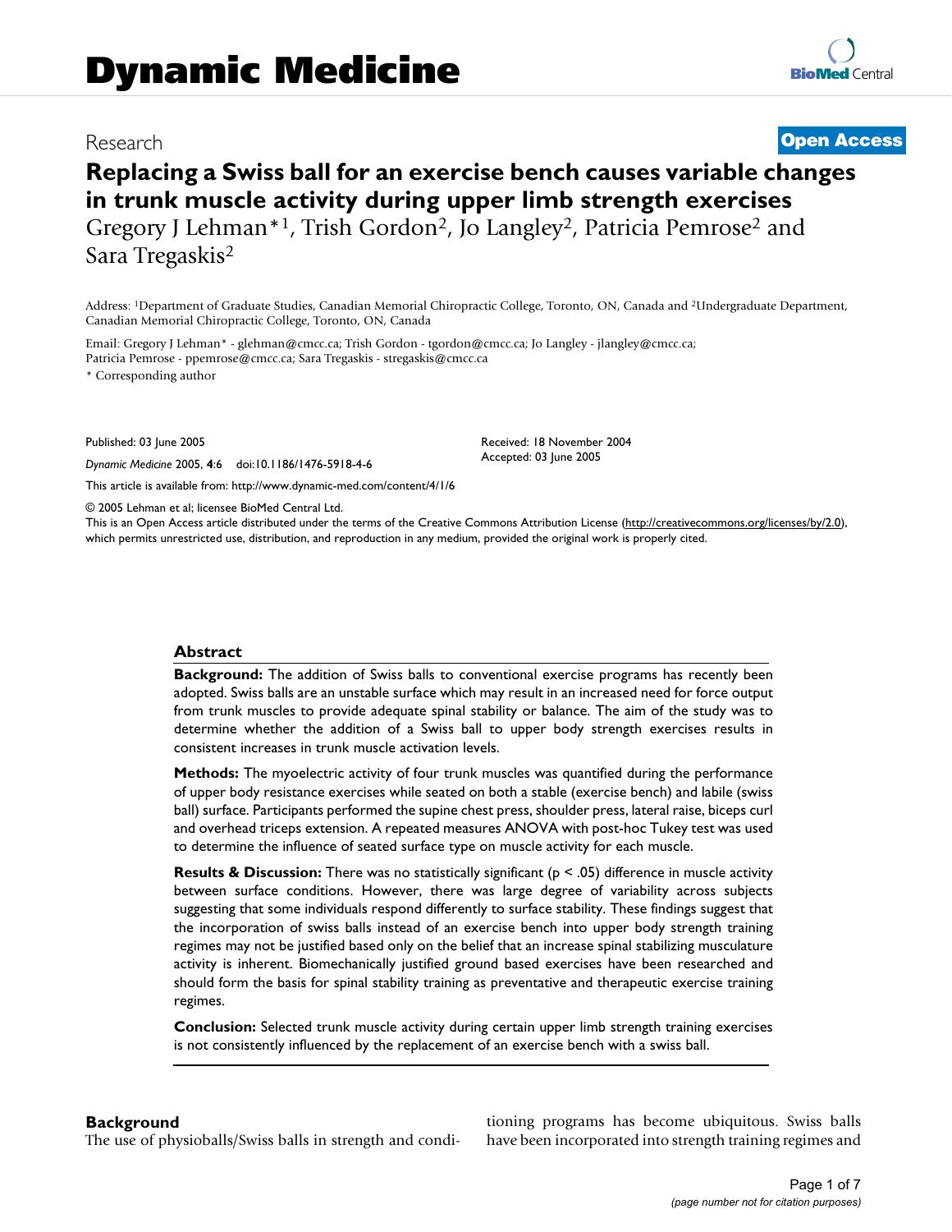# Dynamic Medicine

Research

**Open Access**

## Replacing a Swiss ball for an exercise bench causes variable changes in trunk muscle activity during upper limb strength exercises

Gregory J Lehman*[1], Trish Gordon[2], Jo Langley[2], Patricia Pemrose[2] and Sara Tregaskis[2]

Address: [1]Department of Graduate Studies, Canadian Memorial Chiropractic College, Toronto, ON, Canada and [2]Undergraduate Department, Canadian Memorial Chiropractic College, Toronto, ON, Canada

Email: Gregory J Lehman* - glehman@cmcc.ca; Trish Gordon - tgordon@cmcc.ca; Jo Langley - jlangley@cmcc.ca; Patricia Pemrose - ppemrose@cmcc.ca; Sara Tregaskis - stregaskis@cmcc.ca

* Corresponding author

Published: 03 June 2005

*Dynamic Medicine* 2005, **4**:6 doi:10.1186/1476-5918-4-6

Received: 18 November 2004
Accepted: 03 June 2005

This article is available from: http://www.dynamic-med.com/content/4/1/6

© 2005 Lehman et al; licensee BioMed Central Ltd.

This is an Open Access article distributed under the terms of the Creative Commons Attribution License (http://creativecommons.org/licenses/by/2.0), which permits unrestricted use, distribution, and reproduction in any medium, provided the original work is properly cited.

### Abstract

**Background:** The addition of Swiss balls to conventional exercise programs has recently been adopted. Swiss balls are an unstable surface which may result in an increased need for force output from trunk muscles to provide adequate spinal stability or balance. The aim of the study was to determine whether the addition of a Swiss ball to upper body strength exercises results in consistent increases in trunk muscle activation levels.

**Methods:** The myoelectric activity of four trunk muscles was quantified during the performance of upper body resistance exercises while seated on both a stable (exercise bench) and labile (swiss ball) surface. Participants performed the supine chest press, shoulder press, lateral raise, biceps curl and overhead triceps extension. A repeated measures ANOVA with post-hoc Tukey test was used to determine the influence of seated surface type on muscle activity for each muscle.

**Results & Discussion:** There was no statistically significant ($p < .05$) difference in muscle activity between surface conditions. However, there was large degree of variability across subjects suggesting that some individuals respond differently to surface stability. These findings suggest that the incorporation of swiss balls instead of an exercise bench into upper body strength training regimes may not be justified based only on the belief that an increase spinal stabilizing musculature activity is inherent. Biomechanically justified ground based exercises have been researched and should form the basis for spinal stability training as preventative and therapeutic exercise training regimes.

**Conclusion:** Selected trunk muscle activity during certain upper limb strength training exercises is not consistently influenced by the replacement of an exercise bench with a swiss ball.

## Background

The use of physioballs/Swiss balls in strength and conditioning programs has become ubiquitous. Swiss balls have been incorporated into strength training regimes and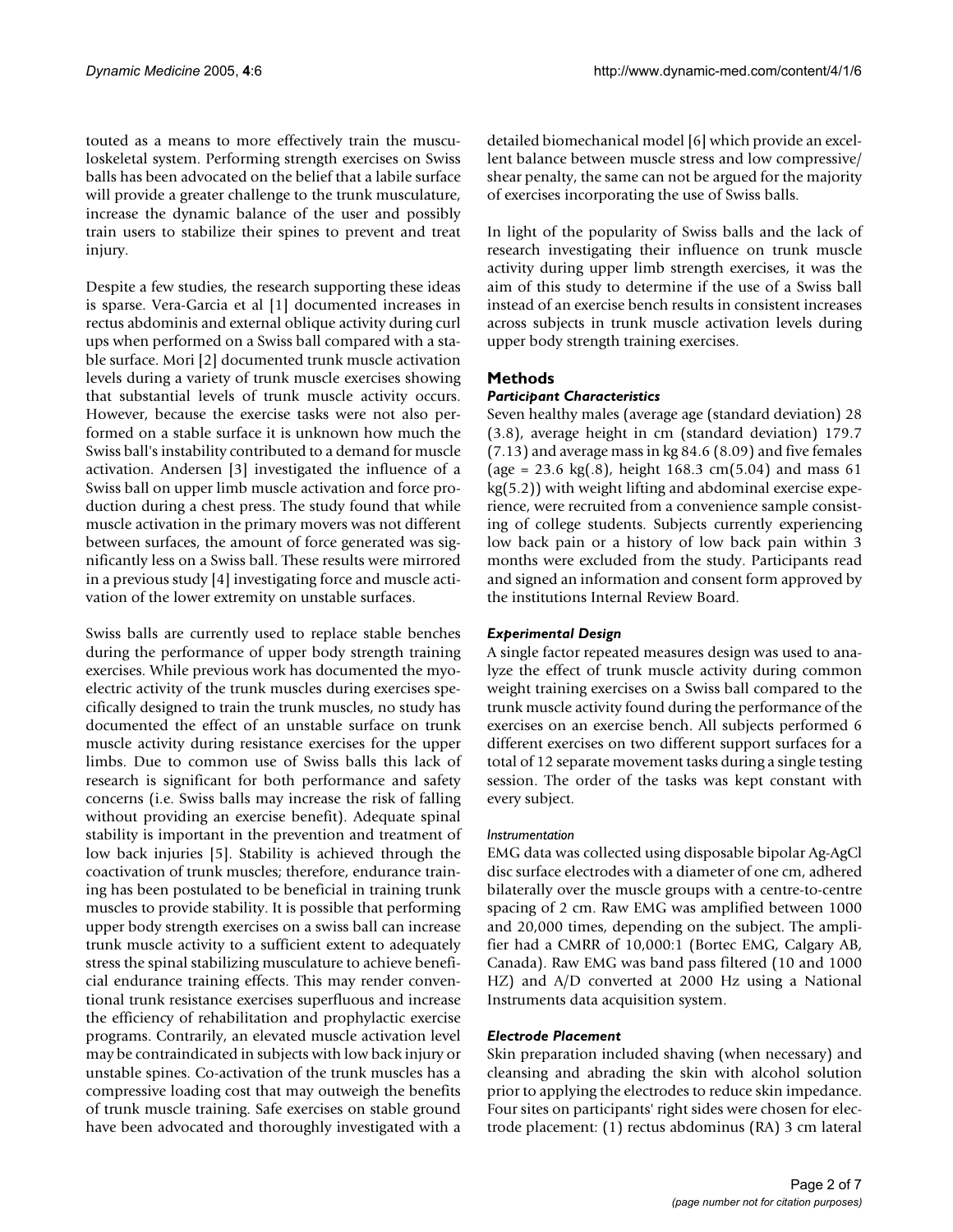touted as a means to more effectively train the musculoskeletal system. Performing strength exercises on Swiss balls has been advocated on the belief that a labile surface will provide a greater challenge to the trunk musculature, increase the dynamic balance of the user and possibly train users to stabilize their spines to prevent and treat injury.

Despite a few studies, the research supporting these ideas is sparse. Vera-Garcia et al [1] documented increases in rectus abdominis and external oblique activity during curl ups when performed on a Swiss ball compared with a stable surface. Mori [2] documented trunk muscle activation levels during a variety of trunk muscle exercises showing that substantial levels of trunk muscle activity occurs. However, because the exercise tasks were not also performed on a stable surface it is unknown how much the Swiss ball's instability contributed to a demand for muscle activation. Andersen [3] investigated the influence of a Swiss ball on upper limb muscle activation and force production during a chest press. The study found that while muscle activation in the primary movers was not different between surfaces, the amount of force generated was significantly less on a Swiss ball. These results were mirrored in a previous study [4] investigating force and muscle activation of the lower extremity on unstable surfaces.

Swiss balls are currently used to replace stable benches during the performance of upper body strength training exercises. While previous work has documented the myoelectric activity of the trunk muscles during exercises specifically designed to train the trunk muscles, no study has documented the effect of an unstable surface on trunk muscle activity during resistance exercises for the upper limbs. Due to common use of Swiss balls this lack of research is significant for both performance and safety concerns (i.e. Swiss balls may increase the risk of falling without providing an exercise benefit). Adequate spinal stability is important in the prevention and treatment of low back injuries [5]. Stability is achieved through the coactivation of trunk muscles; therefore, endurance training has been postulated to be beneficial in training trunk muscles to provide stability. It is possible that performing upper body strength exercises on a swiss ball can increase trunk muscle activity to a sufficient extent to adequately stress the spinal stabilizing musculature to achieve beneficial endurance training effects. This may render conventional trunk resistance exercises superfluous and increase the efficiency of rehabilitation and prophylactic exercise programs. Contrarily, an elevated muscle activation level may be contraindicated in subjects with low back injury or unstable spines. Co-activation of the trunk muscles has a compressive loading cost that may outweigh the benefits of trunk muscle training. Safe exercises on stable ground have been advocated and thoroughly investigated with a detailed biomechanical model [6] which provide an excellent balance between muscle stress and low compressive/shear penalty, the same can not be argued for the majority of exercises incorporating the use of Swiss balls.

In light of the popularity of Swiss balls and the lack of research investigating their influence on trunk muscle activity during upper limb strength exercises, it was the aim of this study to determine if the use of a Swiss ball instead of an exercise bench results in consistent increases across subjects in trunk muscle activation levels during upper body strength training exercises.

## Methods

### *Participant Characteristics*

Seven healthy males (average age (standard deviation) 28 (3.8), average height in cm (standard deviation) 179.7 (7.13) and average mass in kg 84.6 (8.09) and five females (age = 23.6 kg(.8), height 168.3 cm(5.04) and mass 61 kg(5.2)) with weight lifting and abdominal exercise experience, were recruited from a convenience sample consisting of college students. Subjects currently experiencing low back pain or a history of low back pain within 3 months were excluded from the study. Participants read and signed an information and consent form approved by the institutions Internal Review Board.

### *Experimental Design*

A single factor repeated measures design was used to analyze the effect of trunk muscle activity during common weight training exercises on a Swiss ball compared to the trunk muscle activity found during the performance of the exercises on an exercise bench. All subjects performed 6 different exercises on two different support surfaces for a total of 12 separate movement tasks during a single testing session. The order of the tasks was kept constant with every subject.

#### *Instrumentation*

EMG data was collected using disposable bipolar Ag-AgCl disc surface electrodes with a diameter of one cm, adhered bilaterally over the muscle groups with a centre-to-centre spacing of 2 cm. Raw EMG was amplified between 1000 and 20,000 times, depending on the subject. The amplifier had a CMRR of 10,000:1 (Bortec EMG, Calgary AB, Canada). Raw EMG was band pass filtered (10 and 1000 HZ) and A/D converted at 2000 Hz using a National Instruments data acquisition system.

### *Electrode Placement*

Skin preparation included shaving (when necessary) and cleansing and abrading the skin with alcohol solution prior to applying the electrodes to reduce skin impedance. Four sites on participants' right sides were chosen for electrode placement: (1) rectus abdominus (RA) 3 cm lateral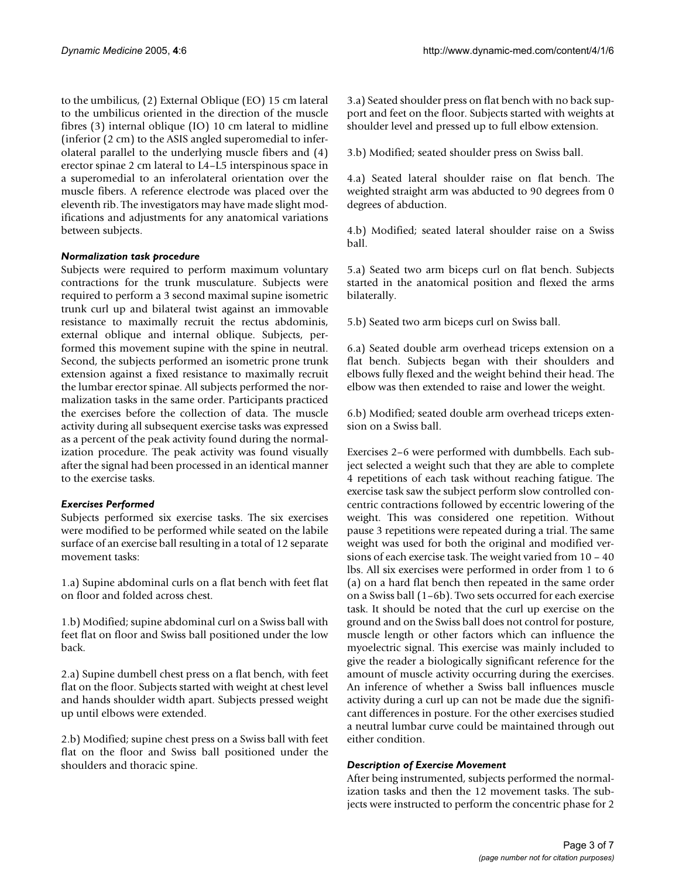to the umbilicus, (2) External Oblique (EO) 15 cm lateral to the umbilicus oriented in the direction of the muscle fibres (3) internal oblique (IO) 10 cm lateral to midline (inferior (2 cm) to the ASIS angled superomedial to inferolateral parallel to the underlying muscle fibers and (4) erector spinae 2 cm lateral to L4–L5 interspinous space in a superomedial to an inferolateral orientation over the muscle fibers. A reference electrode was placed over the eleventh rib. The investigators may have made slight modifications and adjustments for any anatomical variations between subjects.

### *Normalization task procedure*

Subjects were required to perform maximum voluntary contractions for the trunk musculature. Subjects were required to perform a 3 second maximal supine isometric trunk curl up and bilateral twist against an immovable resistance to maximally recruit the rectus abdominis, external oblique and internal oblique. Subjects, performed this movement supine with the spine in neutral. Second, the subjects performed an isometric prone trunk extension against a fixed resistance to maximally recruit the lumbar erector spinae. All subjects performed the normalization tasks in the same order. Participants practiced the exercises before the collection of data. The muscle activity during all subsequent exercise tasks was expressed as a percent of the peak activity found during the normalization procedure. The peak activity was found visually after the signal had been processed in an identical manner to the exercise tasks.

### *Exercises Performed*

Subjects performed six exercise tasks. The six exercises were modified to be performed while seated on the labile surface of an exercise ball resulting in a total of 12 separate movement tasks:

1.a) Supine abdominal curls on a flat bench with feet flat on floor and folded across chest.

1.b) Modified; supine abdominal curl on a Swiss ball with feet flat on floor and Swiss ball positioned under the low back.

2.a) Supine dumbell chest press on a flat bench, with feet flat on the floor. Subjects started with weight at chest level and hands shoulder width apart. Subjects pressed weight up until elbows were extended.

2.b) Modified; supine chest press on a Swiss ball with feet flat on the floor and Swiss ball positioned under the shoulders and thoracic spine.

3.a) Seated shoulder press on flat bench with no back support and feet on the floor. Subjects started with weights at shoulder level and pressed up to full elbow extension.

3.b) Modified; seated shoulder press on Swiss ball.

4.a) Seated lateral shoulder raise on flat bench. The weighted straight arm was abducted to 90 degrees from 0 degrees of abduction.

4.b) Modified; seated lateral shoulder raise on a Swiss ball.

5.a) Seated two arm biceps curl on flat bench. Subjects started in the anatomical position and flexed the arms bilaterally.

5.b) Seated two arm biceps curl on Swiss ball.

6.a) Seated double arm overhead triceps extension on a flat bench. Subjects began with their shoulders and elbows fully flexed and the weight behind their head. The elbow was then extended to raise and lower the weight.

6.b) Modified; seated double arm overhead triceps extension on a Swiss ball.

Exercises 2–6 were performed with dumbbells. Each subject selected a weight such that they are able to complete 4 repetitions of each task without reaching fatigue. The exercise task saw the subject perform slow controlled concentric contractions followed by eccentric lowering of the weight. This was considered one repetition. Without pause 3 repetitions were repeated during a trial. The same weight was used for both the original and modified versions of each exercise task. The weight varied from 10 – 40 lbs. All six exercises were performed in order from 1 to 6 (a) on a hard flat bench then repeated in the same order on a Swiss ball (1–6b). Two sets occurred for each exercise task. It should be noted that the curl up exercise on the ground and on the Swiss ball does not control for posture, muscle length or other factors which can influence the myoelectric signal. This exercise was mainly included to give the reader a biologically significant reference for the amount of muscle activity occurring during the exercises. An inference of whether a Swiss ball influences muscle activity during a curl up can not be made due the significant differences in posture. For the other exercises studied a neutral lumbar curve could be maintained through out either condition.

### *Description of Exercise Movement*

After being instrumented, subjects performed the normalization tasks and then the 12 movement tasks. The subjects were instructed to perform the concentric phase for 2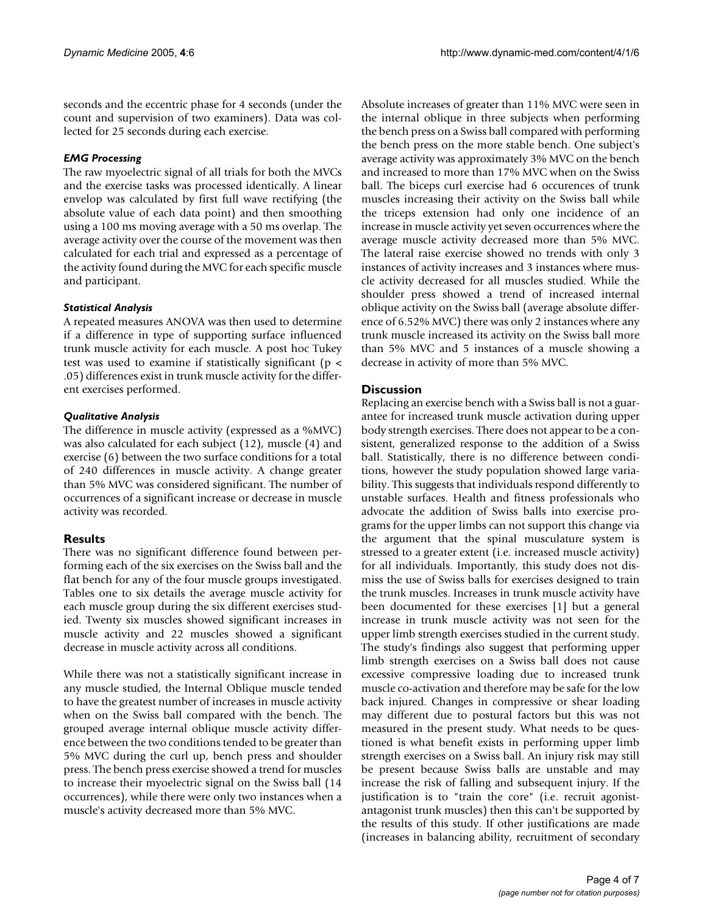seconds and the eccentric phase for 4 seconds (under the count and supervision of two examiners). Data was collected for 25 seconds during each exercise.

### *EMG Processing*

The raw myoelectric signal of all trials for both the MVCs and the exercise tasks was processed identically. A linear envelop was calculated by first full wave rectifying (the absolute value of each data point) and then smoothing using a 100 ms moving average with a 50 ms overlap. The average activity over the course of the movement was then calculated for each trial and expressed as a percentage of the activity found during the MVC for each specific muscle and participant.

### *Statistical Analysis*

A repeated measures ANOVA was then used to determine if a difference in type of supporting surface influenced trunk muscle activity for each muscle. A post hoc Tukey test was used to examine if statistically significant ($p < .05$) differences exist in trunk muscle activity for the different exercises performed.

### *Qualitative Analysis*

The difference in muscle activity (expressed as a %MVC) was also calculated for each subject (12), muscle (4) and exercise (6) between the two surface conditions for a total of 240 differences in muscle activity. A change greater than 5% MVC was considered significant. The number of occurrences of a significant increase or decrease in muscle activity was recorded.

## Results

There was no significant difference found between performing each of the six exercises on the Swiss ball and the flat bench for any of the four muscle groups investigated. Tables one to six details the average muscle activity for each muscle group during the six different exercises studied. Twenty six muscles showed significant increases in muscle activity and 22 muscles showed a significant decrease in muscle activity across all conditions.

While there was not a statistically significant increase in any muscle studied, the Internal Oblique muscle tended to have the greatest number of increases in muscle activity when on the Swiss ball compared with the bench. The grouped average internal oblique muscle activity difference between the two conditions tended to be greater than 5% MVC during the curl up, bench press and shoulder press. The bench press exercise showed a trend for muscles to increase their myoelectric signal on the Swiss ball (14 occurrences), while there were only two instances when a muscle's activity decreased more than 5% MVC.

Absolute increases of greater than 11% MVC were seen in the internal oblique in three subjects when performing the bench press on a Swiss ball compared with performing the bench press on the more stable bench. One subject's average activity was approximately 3% MVC on the bench and increased to more than 17% MVC when on the Swiss ball. The biceps curl exercise had 6 occurences of trunk muscles increasing their activity on the Swiss ball while the triceps extension had only one incidence of an increase in muscle activity yet seven occurrences where the average muscle activity decreased more than 5% MVC. The lateral raise exercise showed no trends with only 3 instances of activity increases and 3 instances where muscle activity decreased for all muscles studied. While the shoulder press showed a trend of increased internal oblique activity on the Swiss ball (average absolute difference of 6.52% MVC) there was only 2 instances where any trunk muscle increased its activity on the Swiss ball more than 5% MVC and 5 instances of a muscle showing a decrease in activity of more than 5% MVC.

## Discussion

Replacing an exercise bench with a Swiss ball is not a guarantee for increased trunk muscle activation during upper body strength exercises. There does not appear to be a consistent, generalized response to the addition of a Swiss ball. Statistically, there is no difference between conditions, however the study population showed large variability. This suggests that individuals respond differently to unstable surfaces. Health and fitness professionals who advocate the addition of Swiss balls into exercise programs for the upper limbs can not support this change via the argument that the spinal musculature system is stressed to a greater extent (i.e. increased muscle activity) for all individuals. Importantly, this study does not dismiss the use of Swiss balls for exercises designed to train the trunk muscles. Increases in trunk muscle activity have been documented for these exercises [1] but a general increase in trunk muscle activity was not seen for the upper limb strength exercises studied in the current study. The study's findings also suggest that performing upper limb strength exercises on a Swiss ball does not cause excessive compressive loading due to increased trunk muscle co-activation and therefore may be safe for the low back injured. Changes in compressive or shear loading may different due to postural factors but this was not measured in the present study. What needs to be questioned is what benefit exists in performing upper limb strength exercises on a Swiss ball. An injury risk may still be present because Swiss balls are unstable and may increase the risk of falling and subsequent injury. If the justification is to "train the core" (i.e. recruit agonist-antagonist trunk muscles) then this can't be supported by the results of this study. If other justifications are made (increases in balancing ability, recruitment of secondary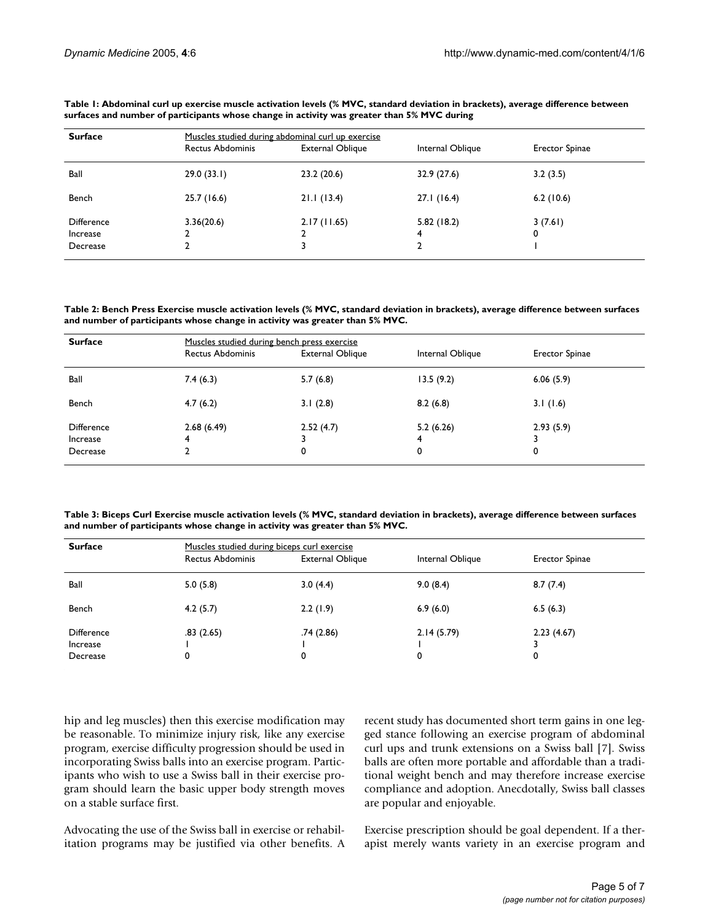**Table 1: Abdominal curl up exercise muscle activation levels (% MVC, standard deviation in brackets), average difference between surfaces and number of participants whose change in activity was greater than 5% MVC during**

| Surface | Muscles studied during abdominal curl up exercise | | | |
|---|---|---|---|---|
| | Rectus Abdominis | External Oblique | Internal Oblique | Erector Spinae |
| Ball | 29.0 (33.1) | 23.2 (20.6) | 32.9 (27.6) | 3.2 (3.5) |
| Bench | 25.7 (16.6) | 21.1 (13.4) | 27.1 (16.4) | 6.2 (10.6) |
| Difference | 3.36(20.6) | 2.17 (11.65) | 5.82 (18.2) | 3 (7.61) |
| Increase | 2 | 2 | 4 | 0 |
| Decrease | 2 | 3 | 2 | 1 |

**Table 2: Bench Press Exercise muscle activation levels (% MVC, standard deviation in brackets), average difference between surfaces and number of participants whose change in activity was greater than 5% MVC.**

| Surface | Muscles studied during bench press exercise | | | |
|---|---|---|---|---|
| | Rectus Abdominis | External Oblique | Internal Oblique | Erector Spinae |
| Ball | 7.4 (6.3) | 5.7 (6.8) | 13.5 (9.2) | 6.06 (5.9) |
| Bench | 4.7 (6.2) | 3.1 (2.8) | 8.2 (6.8) | 3.1 (1.6) |
| Difference | 2.68 (6.49) | 2.52 (4.7) | 5.2 (6.26) | 2.93 (5.9) |
| Increase | 4 | 3 | 4 | 3 |
| Decrease | 2 | 0 | 0 | 0 |

**Table 3: Biceps Curl Exercise muscle activation levels (% MVC, standard deviation in brackets), average difference between surfaces and number of participants whose change in activity was greater than 5% MVC.**

| Surface | Muscles studied during biceps curl exercise | | | |
|---|---|---|---|---|
| | Rectus Abdominis | External Oblique | Internal Oblique | Erector Spinae |
| Ball | 5.0 (5.8) | 3.0 (4.4) | 9.0 (8.4) | 8.7 (7.4) |
| Bench | 4.2 (5.7) | 2.2 (1.9) | 6.9 (6.0) | 6.5 (6.3) |
| Difference | .83 (2.65) | .74 (2.86) | 2.14 (5.79) | 2.23 (4.67) |
| Increase | 1 | 1 | 1 | 3 |
| Decrease | 0 | 0 | 0 | 0 |

hip and leg muscles) then this exercise modification may be reasonable. To minimize injury risk, like any exercise program, exercise difficulty progression should be used in incorporating Swiss balls into an exercise program. Participants who wish to use a Swiss ball in their exercise program should learn the basic upper body strength moves on a stable surface first.

Advocating the use of the Swiss ball in exercise or rehabilitation programs may be justified via other benefits. A recent study has documented short term gains in one legged stance following an exercise program of abdominal curl ups and trunk extensions on a Swiss ball [7]. Swiss balls are often more portable and affordable than a traditional weight bench and may therefore increase exercise compliance and adoption. Anecdotally, Swiss ball classes are popular and enjoyable.

Exercise prescription should be goal dependent. If a therapist merely wants variety in an exercise program and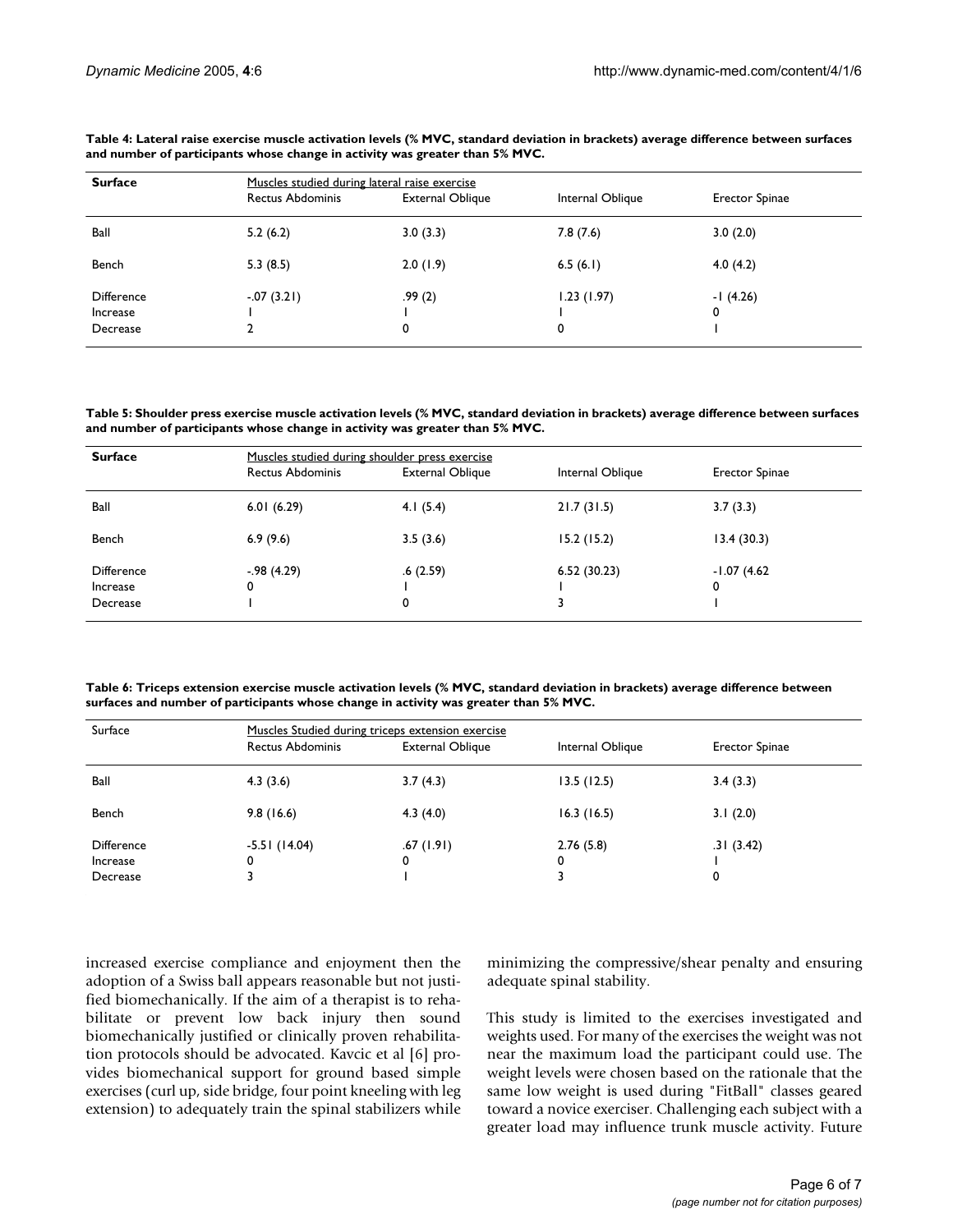**Table 4: Lateral raise exercise muscle activation levels (% MVC, standard deviation in brackets) average difference between surfaces and number of participants whose change in activity was greater than 5% MVC.**

| Surface | Muscles studied during lateral raise exercise | | | |
|---|---|---|---|---|
| | Rectus Abdominis | External Oblique | Internal Oblique | Erector Spinae |
| Ball | 5.2 (6.2) | 3.0 (3.3) | 7.8 (7.6) | 3.0 (2.0) |
| Bench | 5.3 (8.5) | 2.0 (1.9) | 6.5 (6.1) | 4.0 (4.2) |
| Difference | -.07 (3.21) | .99 (2) | 1.23 (1.97) | -1 (4.26) |
| Increase | 1 | 1 | 1 | 0 |
| Decrease | 2 | 0 | 0 | 1 |

**Table 5: Shoulder press exercise muscle activation levels (% MVC, standard deviation in brackets) average difference between surfaces and number of participants whose change in activity was greater than 5% MVC.**

| Surface | Muscles studied during shoulder press exercise | | | |
|---|---|---|---|---|
| | Rectus Abdominis | External Oblique | Internal Oblique | Erector Spinae |
| Ball | 6.01 (6.29) | 4.1 (5.4) | 21.7 (31.5) | 3.7 (3.3) |
| Bench | 6.9 (9.6) | 3.5 (3.6) | 15.2 (15.2) | 13.4 (30.3) |
| Difference | -.98 (4.29) | .6 (2.59) | 6.52 (30.23) | -1.07 (4.62 |
| Increase | 0 | 1 | 1 | 0 |
| Decrease | 1 | 0 | 3 | 1 |

**Table 6: Triceps extension exercise muscle activation levels (% MVC, standard deviation in brackets) average difference between surfaces and number of participants whose change in activity was greater than 5% MVC.**

| Surface | Muscles Studied during triceps extension exercise | | | |
|---|---|---|---|---|
| | Rectus Abdominis | External Oblique | Internal Oblique | Erector Spinae |
| Ball | 4.3 (3.6) | 3.7 (4.3) | 13.5 (12.5) | 3.4 (3.3) |
| Bench | 9.8 (16.6) | 4.3 (4.0) | 16.3 (16.5) | 3.1 (2.0) |
| Difference | -5.51 (14.04) | .67 (1.91) | 2.76 (5.8) | .31 (3.42) |
| Increase | 0 | 0 | 0 | 1 |
| Decrease | 3 | 1 | 3 | 0 |

increased exercise compliance and enjoyment then the adoption of a Swiss ball appears reasonable but not justified biomechanically. If the aim of a therapist is to rehabilitate or prevent low back injury then sound biomechanically justified or clinically proven rehabilitation protocols should be advocated. Kavcic et al [6] provides biomechanical support for ground based simple exercises (curl up, side bridge, four point kneeling with leg extension) to adequately train the spinal stabilizers while minimizing the compressive/shear penalty and ensuring adequate spinal stability.

This study is limited to the exercises investigated and weights used. For many of the exercises the weight was not near the maximum load the participant could use. The weight levels were chosen based on the rationale that the same low weight is used during "FitBall" classes geared toward a novice exerciser. Challenging each subject with a greater load may influence trunk muscle activity. Future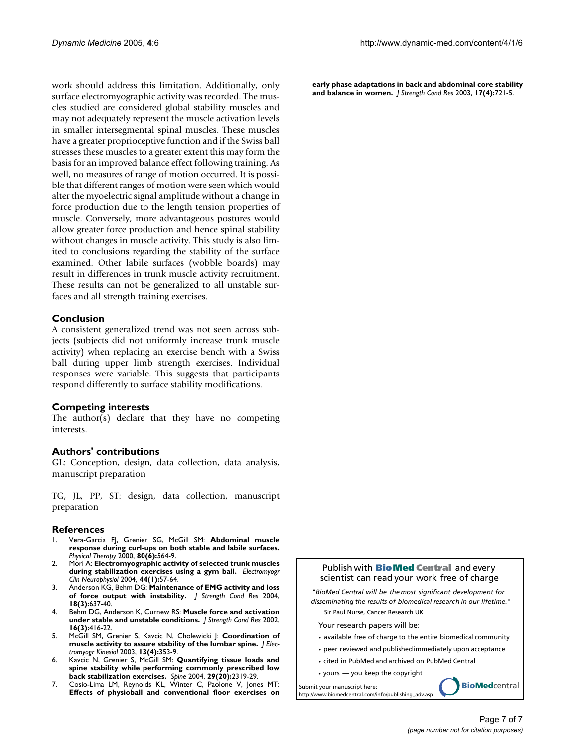work should address this limitation. Additionally, only surface electromyographic activity was recorded. The muscles studied are considered global stability muscles and may not adequately represent the muscle activation levels in smaller intersegmental spinal muscles. These muscles have a greater proprioceptive function and if the Swiss ball stresses these muscles to a greater extent this may form the basis for an improved balance effect following training. As well, no measures of range of motion occurred. It is possible that different ranges of motion were seen which would alter the myoelectric signal amplitude without a change in force production due to the length tension properties of muscle. Conversely, more advantageous postures would allow greater force production and hence spinal stability without changes in muscle activity. This study is also limited to conclusions regarding the stability of the surface examined. Other labile surfaces (wobble boards) may result in differences in trunk muscle activity recruitment. These results can not be generalized to all unstable surfaces and all strength training exercises.

## Conclusion

A consistent generalized trend was not seen across subjects (subjects did not uniformly increase trunk muscle activity) when replacing an exercise bench with a Swiss ball during upper limb strength exercises. Individual responses were variable. This suggests that participants respond differently to surface stability modifications.

## Competing interests

The author(s) declare that they have no competing interests.

## Authors' contributions

GL: Conception, design, data collection, data analysis, manuscript preparation

TG, JL, PP, ST: design, data collection, manuscript preparation

## References

1. Vera-Garcia FJ, Grenier SG, McGill SM: **Abdominal muscle response during curl-ups on both stable and labile surfaces.** *Physical Therapy* 2000, **80(6):**564-9.
2. Mori A: **Electromyographic activity of selected trunk muscles during stabilization exercises using a gym ball.** *Electromyogr Clin Neurophysiol* 2004, **44(1):**57-64.
3. Anderson KG, Behm DG: **Maintenance of EMG activity and loss of force output with instability.** *J Strength Cond Res* 2004, **18(3):**637-40.
4. Behm DG, Anderson K, Curnew RS: **Muscle force and activation under stable and unstable conditions.** *J Strength Cond Res* 2002, **16(3):**416-22.
5. McGill SM, Grenier S, Kavcic N, Cholewicki J: **Coordination of muscle activity to assure stability of the lumbar spine.** *J Electromyogr Kinesiol* 2003, **13(4):**353-9.
6. Kavcic N, Grenier S, McGill SM: **Quantifying tissue loads and spine stability while performing commonly prescribed low back stabilization exercises.** *Spine* 2004, **29(20):**2319-29.
7. Cosio-Lima LM, Reynolds KL, Winter C, Paolone V, Jones MT: **Effects of physioball and conventional floor exercises on early phase adaptations in back and abdominal core stability and balance in women.** *J Strength Cond Res* 2003, **17(4):**721-5.

Publish with **BioMed Central** and every scientist can read your work free of charge

*"BioMed Central will be the most significant development for disseminating the results of biomedical research in our lifetime."*

Sir Paul Nurse, Cancer Research UK

Your research papers will be:

- available free of charge to the entire biomedical community
- peer reviewed and published immediately upon acceptance
- cited in PubMed and archived on PubMed Central
- yours — you keep the copyright

Submit your manuscript here:
http://www.biomedcentral.com/info/publishing_adv.asp

BioMedcentral